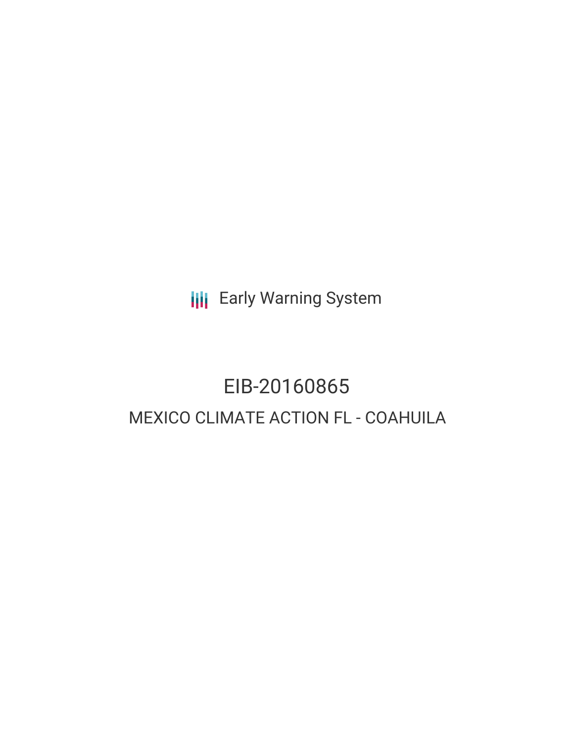Early Warning System

# EIB-20160865

## MEXICO CLIMATE ACTION FL - COAHUILA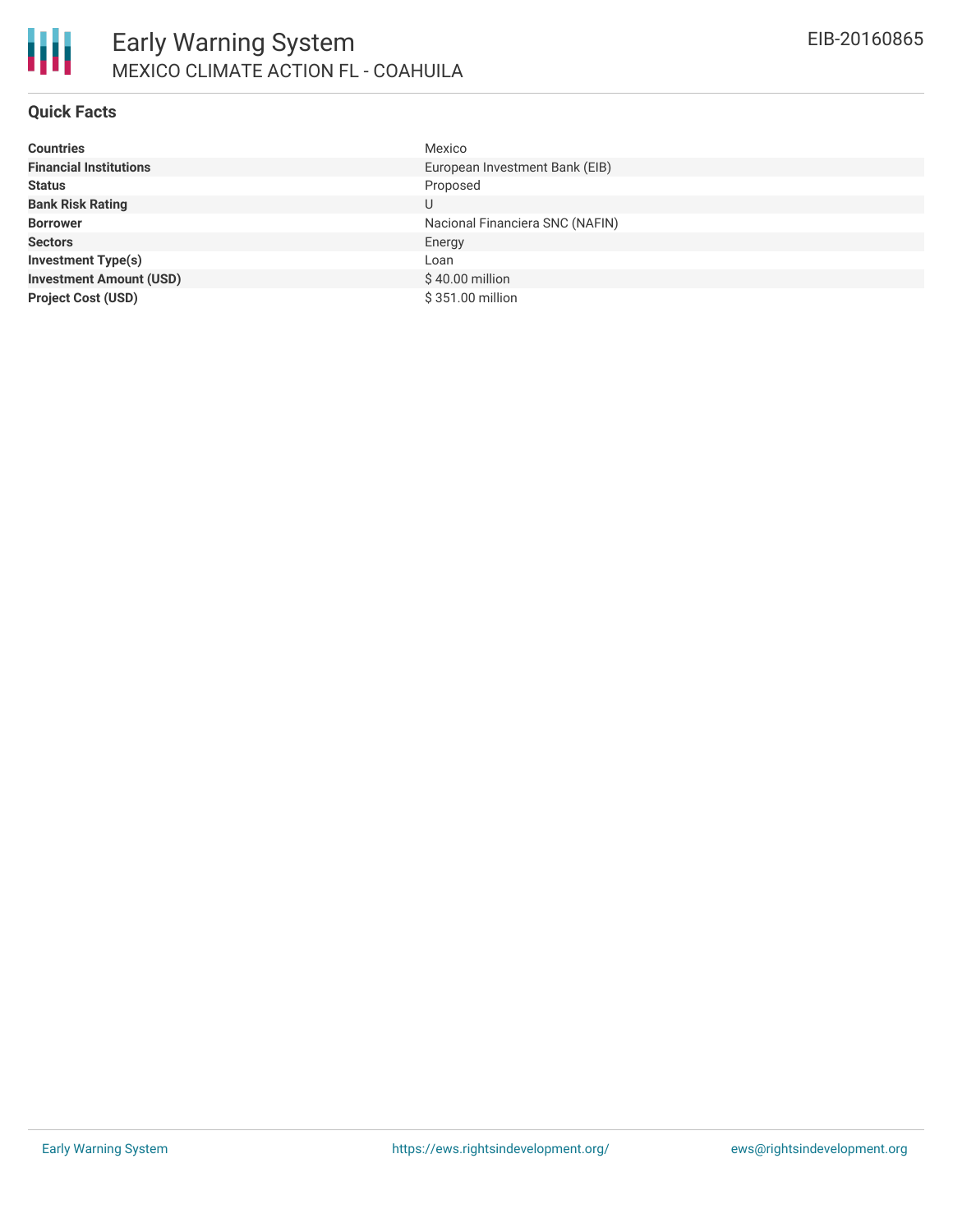# Early Warning System

## MEXICO CLIMATE ACTION FL - COAHUILA

EIB-20160865

### Quick Facts

| | |
|---|---|
| **Countries** | Mexico |
| **Financial Institutions** | European Investment Bank (EIB) |
| **Status** | Proposed |
| **Bank Risk Rating** | U |
| **Borrower** | Nacional Financiera SNC (NAFIN) |
| **Sectors** | Energy |
| **Investment Type(s)** | Loan |
| **Investment Amount (USD)** | $ 40.00 million |
| **Project Cost (USD)** | $ 351.00 million |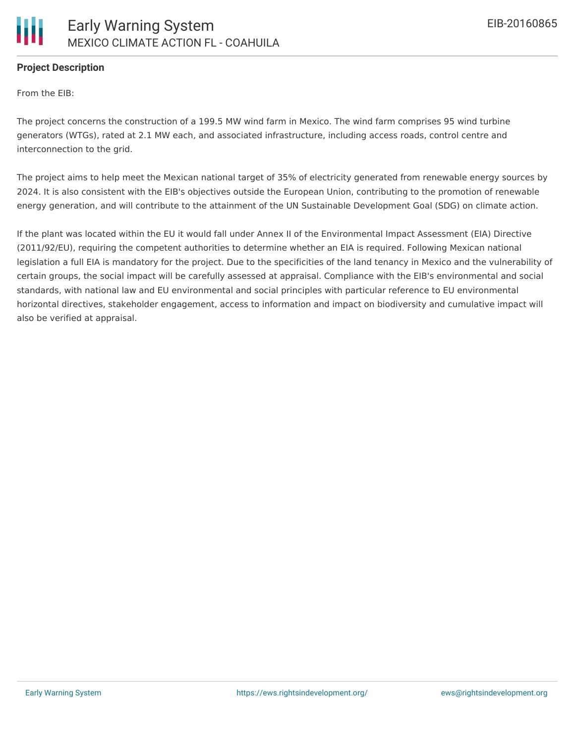**Project Description**

From the EIB:

The project concerns the construction of a 199.5 MW wind farm in Mexico. The wind farm comprises 95 wind turbine generators (WTGs), rated at 2.1 MW each, and associated infrastructure, including access roads, control centre and interconnection to the grid.

The project aims to help meet the Mexican national target of 35% of electricity generated from renewable energy sources by 2024. It is also consistent with the EIB's objectives outside the European Union, contributing to the promotion of renewable energy generation, and will contribute to the attainment of the UN Sustainable Development Goal (SDG) on climate action.

If the plant was located within the EU it would fall under Annex II of the Environmental Impact Assessment (EIA) Directive (2011/92/EU), requiring the competent authorities to determine whether an EIA is required. Following Mexican national legislation a full EIA is mandatory for the project. Due to the specificities of the land tenancy in Mexico and the vulnerability of certain groups, the social impact will be carefully assessed at appraisal. Compliance with the EIB's environmental and social standards, with national law and EU environmental and social principles with particular reference to EU environmental horizontal directives, stakeholder engagement, access to information and impact on biodiversity and cumulative impact will also be verified at appraisal.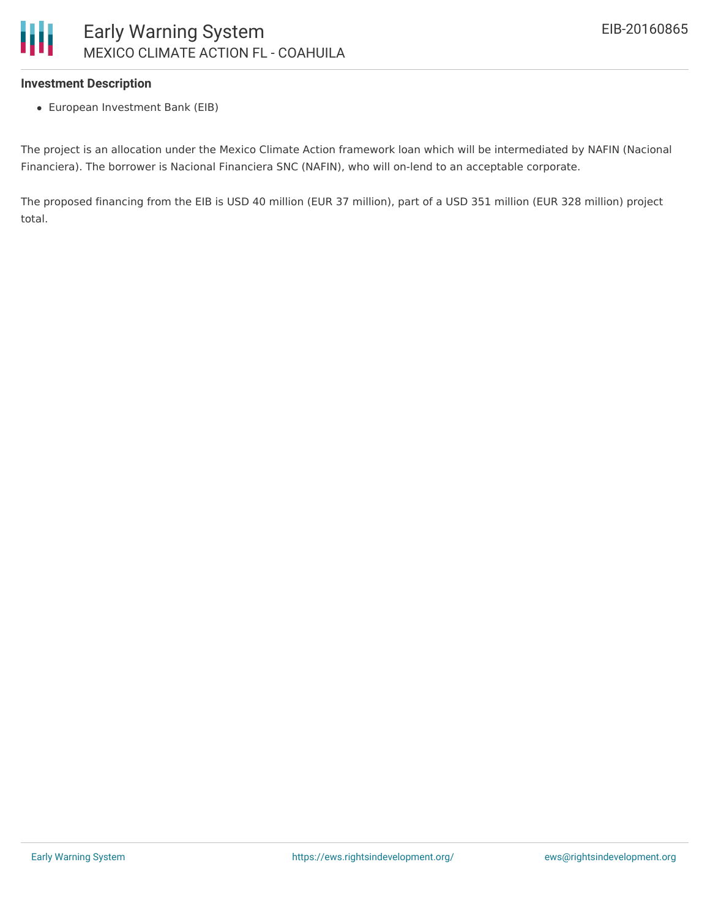### Investment Description

- European Investment Bank (EIB)

The project is an allocation under the Mexico Climate Action framework loan which will be intermediated by NAFIN (Nacional Financiera). The borrower is Nacional Financiera SNC (NAFIN), who will on-lend to an acceptable corporate.

The proposed financing from the EIB is USD 40 million (EUR 37 million), part of a USD 351 million (EUR 328 million) project total.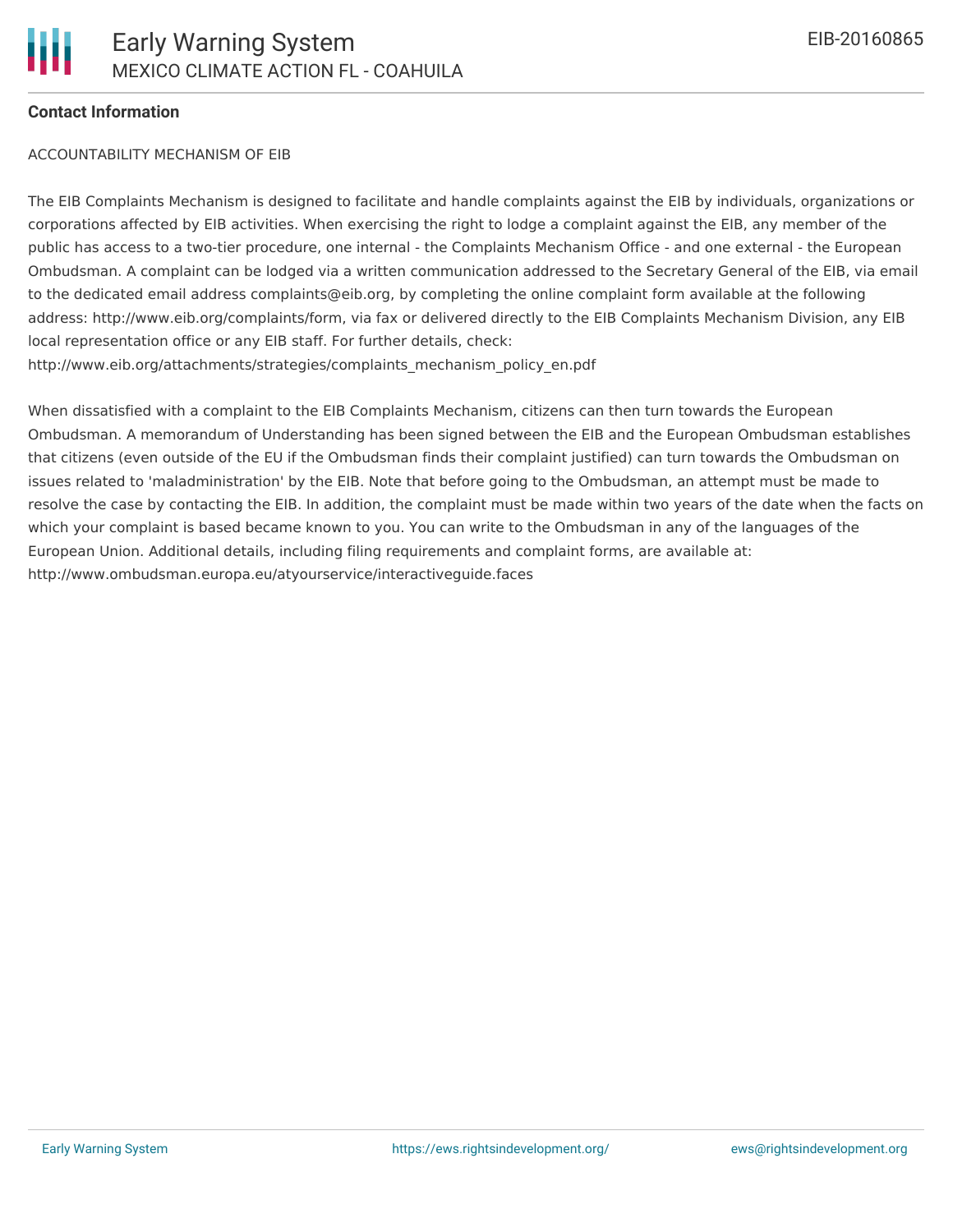## Contact Information

ACCOUNTABILITY MECHANISM OF EIB

The EIB Complaints Mechanism is designed to facilitate and handle complaints against the EIB by individuals, organizations or corporations affected by EIB activities. When exercising the right to lodge a complaint against the EIB, any member of the public has access to a two-tier procedure, one internal - the Complaints Mechanism Office - and one external - the European Ombudsman. A complaint can be lodged via a written communication addressed to the Secretary General of the EIB, via email to the dedicated email address complaints@eib.org, by completing the online complaint form available at the following address: http://www.eib.org/complaints/form, via fax or delivered directly to the EIB Complaints Mechanism Division, any EIB local representation office or any EIB staff. For further details, check: http://www.eib.org/attachments/strategies/complaints_mechanism_policy_en.pdf

When dissatisfied with a complaint to the EIB Complaints Mechanism, citizens can then turn towards the European Ombudsman. A memorandum of Understanding has been signed between the EIB and the European Ombudsman establishes that citizens (even outside of the EU if the Ombudsman finds their complaint justified) can turn towards the Ombudsman on issues related to 'maladministration' by the EIB. Note that before going to the Ombudsman, an attempt must be made to resolve the case by contacting the EIB. In addition, the complaint must be made within two years of the date when the facts on which your complaint is based became known to you. You can write to the Ombudsman in any of the languages of the European Union. Additional details, including filing requirements and complaint forms, are available at: http://www.ombudsman.europa.eu/atyourservice/interactiveguide.faces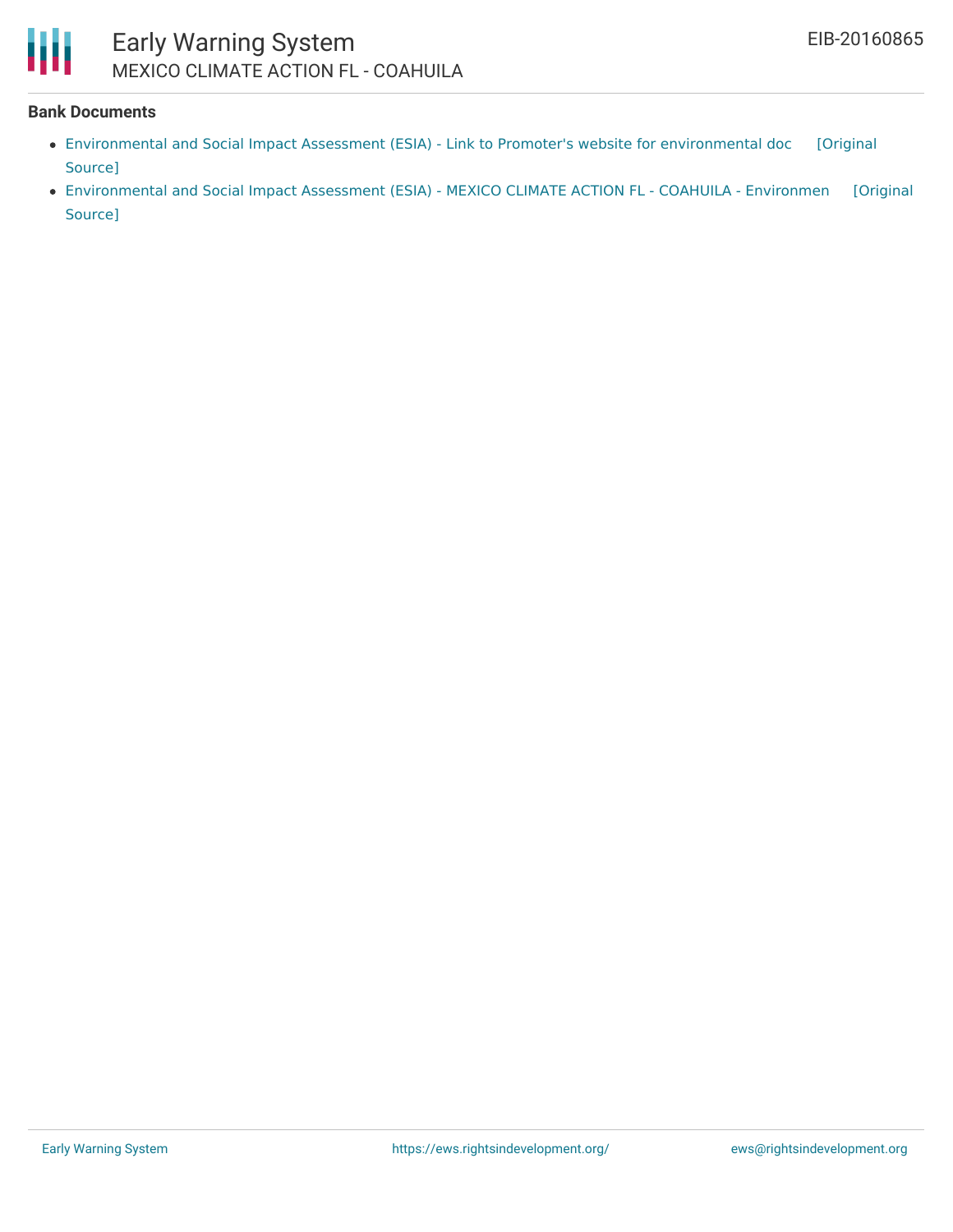**Bank Documents**

- Environmental and Social Impact Assessment (ESIA) - Link to Promoter's website for environmental doc [Original Source]
- Environmental and Social Impact Assessment (ESIA) - MEXICO CLIMATE ACTION FL - COAHUILA - Environmen [Original Source]